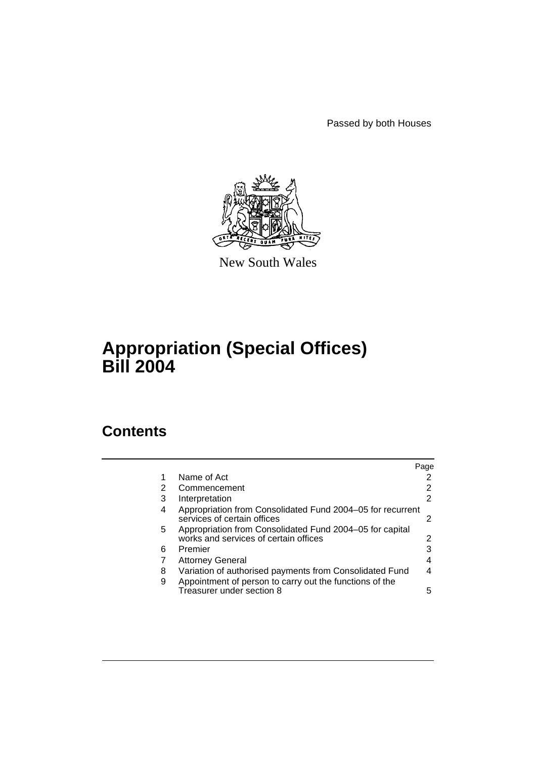Passed by both Houses

New South Wales

# Appropriation (Special Offices) Bill 2004

## Contents

| | | Page |
|---|---|---|
| 1 | Name of Act | 2 |
| 2 | Commencement | 2 |
| 3 | Interpretation | 2 |
| 4 | Appropriation from Consolidated Fund 2004–05 for recurrent services of certain offices | 2 |
| 5 | Appropriation from Consolidated Fund 2004–05 for capital works and services of certain offices | 2 |
| 6 | Premier | 3 |
| 7 | Attorney General | 4 |
| 8 | Variation of authorised payments from Consolidated Fund | 4 |
| 9 | Appointment of person to carry out the functions of the Treasurer under section 8 | 5 |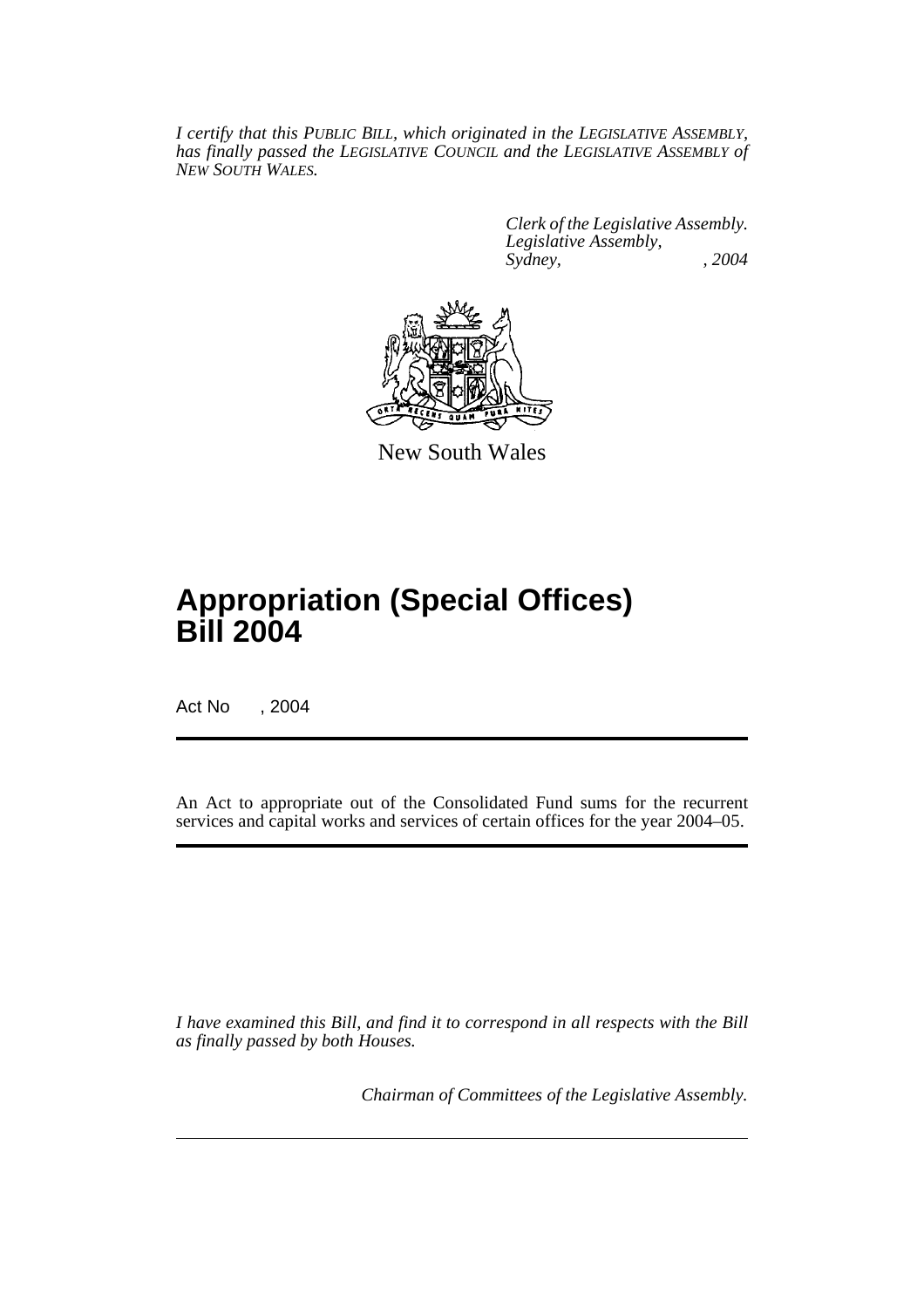*I certify that this PUBLIC BILL, which originated in the LEGISLATIVE ASSEMBLY, has finally passed the LEGISLATIVE COUNCIL and the LEGISLATIVE ASSEMBLY of NEW SOUTH WALES.*

*Clerk of the Legislative Assembly.*
*Legislative Assembly,*
*Sydney, , 2004*

New South Wales

# Appropriation (Special Offices) Bill 2004

Act No , 2004

An Act to appropriate out of the Consolidated Fund sums for the recurrent services and capital works and services of certain offices for the year 2004–05.

*I have examined this Bill, and find it to correspond in all respects with the Bill as finally passed by both Houses.*

*Chairman of Committees of the Legislative Assembly.*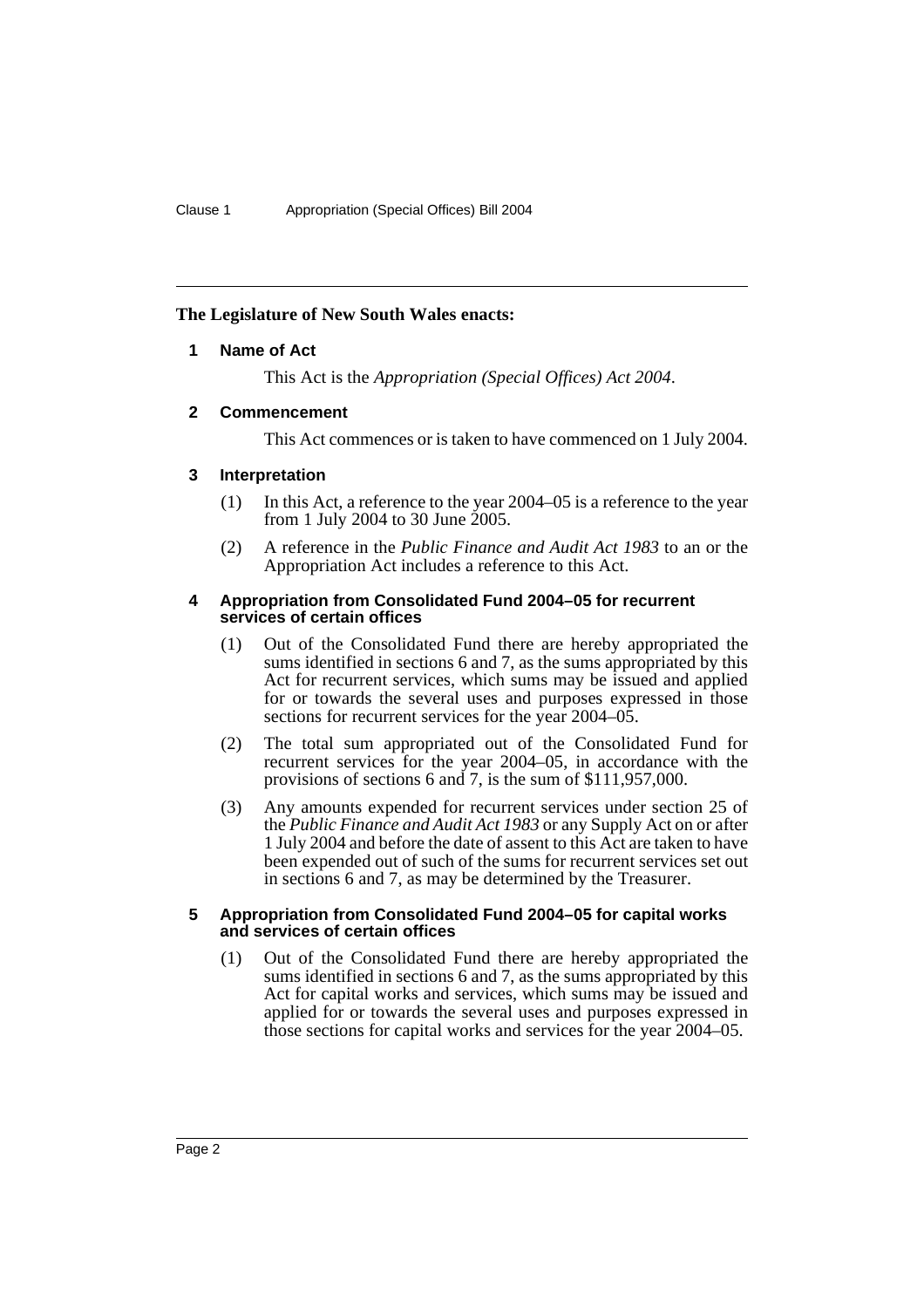**The Legislature of New South Wales enacts:**

### 1 Name of Act

This Act is the *Appropriation (Special Offices) Act 2004*.

### 2 Commencement

This Act commences or is taken to have commenced on 1 July 2004.

### 3 Interpretation

(1) In this Act, a reference to the year 2004–05 is a reference to the year from 1 July 2004 to 30 June 2005.

(2) A reference in the *Public Finance and Audit Act 1983* to an or the Appropriation Act includes a reference to this Act.

### 4 Appropriation from Consolidated Fund 2004–05 for recurrent services of certain offices

(1) Out of the Consolidated Fund there are hereby appropriated the sums identified in sections 6 and 7, as the sums appropriated by this Act for recurrent services, which sums may be issued and applied for or towards the several uses and purposes expressed in those sections for recurrent services for the year 2004–05.

(2) The total sum appropriated out of the Consolidated Fund for recurrent services for the year 2004–05, in accordance with the provisions of sections 6 and 7, is the sum of $111,957,000.

(3) Any amounts expended for recurrent services under section 25 of the *Public Finance and Audit Act 1983* or any Supply Act on or after 1 July 2004 and before the date of assent to this Act are taken to have been expended out of such of the sums for recurrent services set out in sections 6 and 7, as may be determined by the Treasurer.

### 5 Appropriation from Consolidated Fund 2004–05 for capital works and services of certain offices

(1) Out of the Consolidated Fund there are hereby appropriated the sums identified in sections 6 and 7, as the sums appropriated by this Act for capital works and services, which sums may be issued and applied for or towards the several uses and purposes expressed in those sections for capital works and services for the year 2004–05.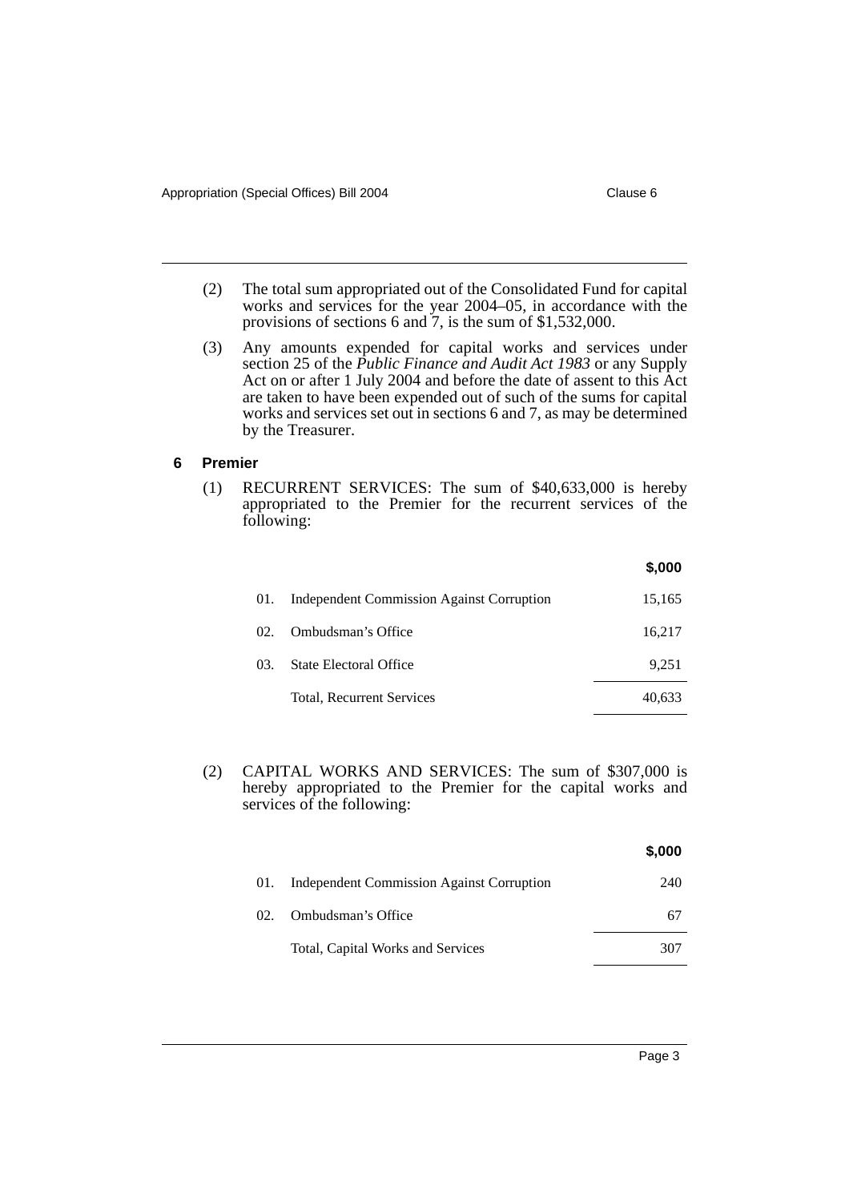(2) The total sum appropriated out of the Consolidated Fund for capital works and services for the year 2004–05, in accordance with the provisions of sections 6 and 7, is the sum of $1,532,000.

(3) Any amounts expended for capital works and services under section 25 of the *Public Finance and Audit Act 1983* or any Supply Act on or after 1 July 2004 and before the date of assent to this Act are taken to have been expended out of such of the sums for capital works and services set out in sections 6 and 7, as may be determined by the Treasurer.

### 6 Premier

(1) RECURRENT SERVICES: The sum of $40,633,000 is hereby appropriated to the Premier for the recurrent services of the following:

| | | **$,000** |
|---|---|---|
| 01. | Independent Commission Against Corruption | 15,165 |
| 02. | Ombudsman's Office | 16,217 |
| 03. | State Electoral Office | 9,251 |
| | Total, Recurrent Services | 40,633 |

(2) CAPITAL WORKS AND SERVICES: The sum of $307,000 is hereby appropriated to the Premier for the capital works and services of the following:

| | | **$,000** |
|---|---|---|
| 01. | Independent Commission Against Corruption | 240 |
| 02. | Ombudsman's Office | 67 |
| | Total, Capital Works and Services | 307 |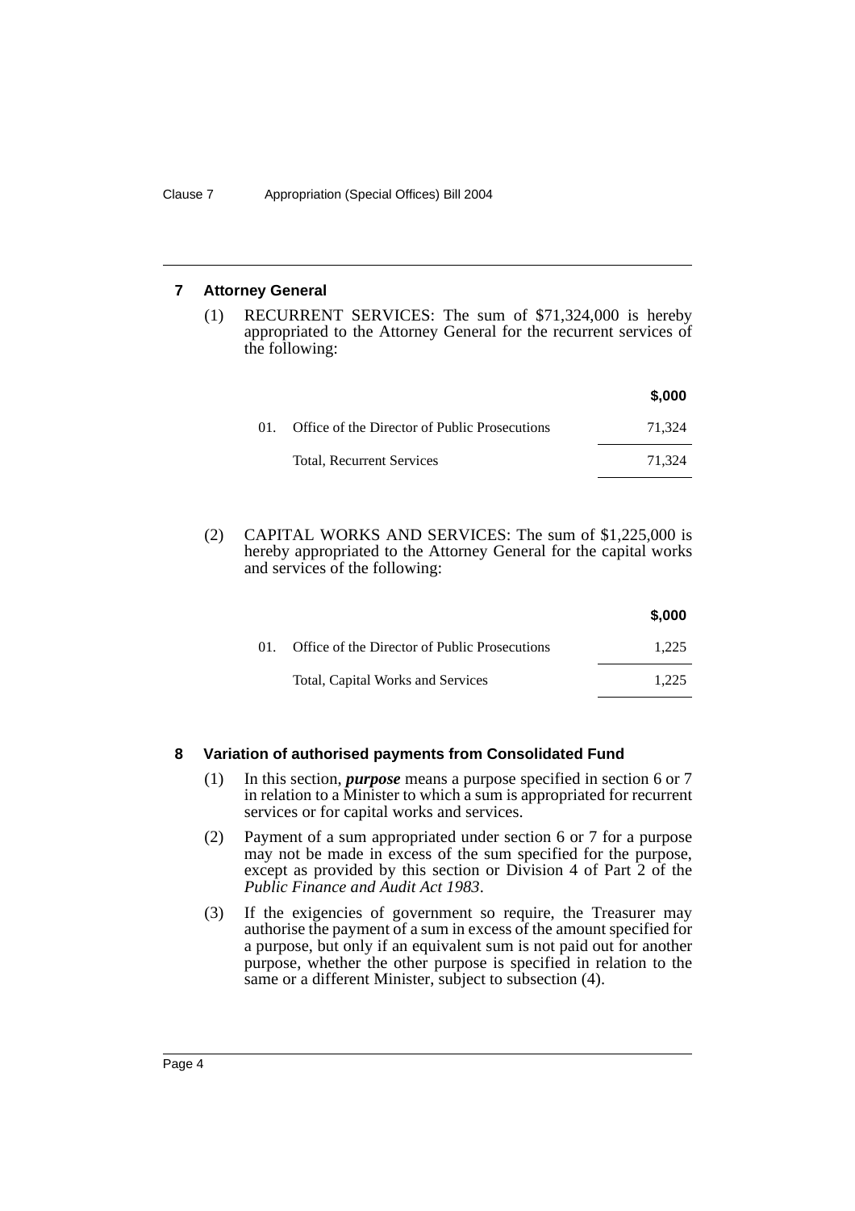## 7 Attorney General

(1) RECURRENT SERVICES: The sum of $71,324,000 is hereby appropriated to the Attorney General for the recurrent services of the following:

| | | $,000 |
|---|---|---|
| 01. | Office of the Director of Public Prosecutions | 71,324 |
| | Total, Recurrent Services | 71,324 |

(2) CAPITAL WORKS AND SERVICES: The sum of $1,225,000 is hereby appropriated to the Attorney General for the capital works and services of the following:

| | | $,000 |
|---|---|---|
| 01. | Office of the Director of Public Prosecutions | 1,225 |
| | Total, Capital Works and Services | 1,225 |

## 8 Variation of authorised payments from Consolidated Fund

(1) In this section, ***purpose*** means a purpose specified in section 6 or 7 in relation to a Minister to which a sum is appropriated for recurrent services or for capital works and services.

(2) Payment of a sum appropriated under section 6 or 7 for a purpose may not be made in excess of the sum specified for the purpose, except as provided by this section or Division 4 of Part 2 of the *Public Finance and Audit Act 1983*.

(3) If the exigencies of government so require, the Treasurer may authorise the payment of a sum in excess of the amount specified for a purpose, but only if an equivalent sum is not paid out for another purpose, whether the other purpose is specified in relation to the same or a different Minister, subject to subsection (4).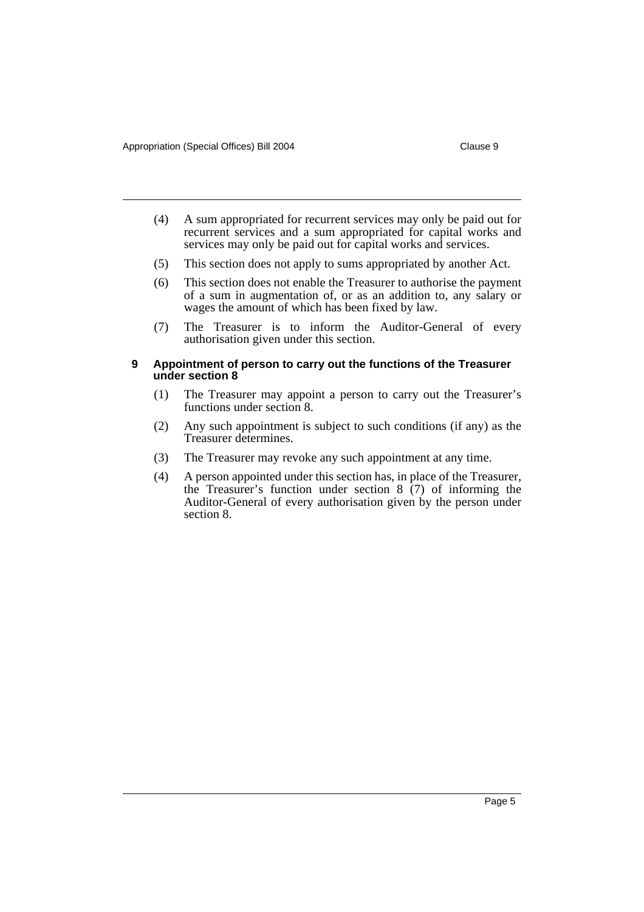(4) A sum appropriated for recurrent services may only be paid out for recurrent services and a sum appropriated for capital works and services may only be paid out for capital works and services.

(5) This section does not apply to sums appropriated by another Act.

(6) This section does not enable the Treasurer to authorise the payment of a sum in augmentation of, or as an addition to, any salary or wages the amount of which has been fixed by law.

(7) The Treasurer is to inform the Auditor-General of every authorisation given under this section.

### 9 Appointment of person to carry out the functions of the Treasurer under section 8

(1) The Treasurer may appoint a person to carry out the Treasurer's functions under section 8.

(2) Any such appointment is subject to such conditions (if any) as the Treasurer determines.

(3) The Treasurer may revoke any such appointment at any time.

(4) A person appointed under this section has, in place of the Treasurer, the Treasurer's function under section 8 (7) of informing the Auditor-General of every authorisation given by the person under section 8.